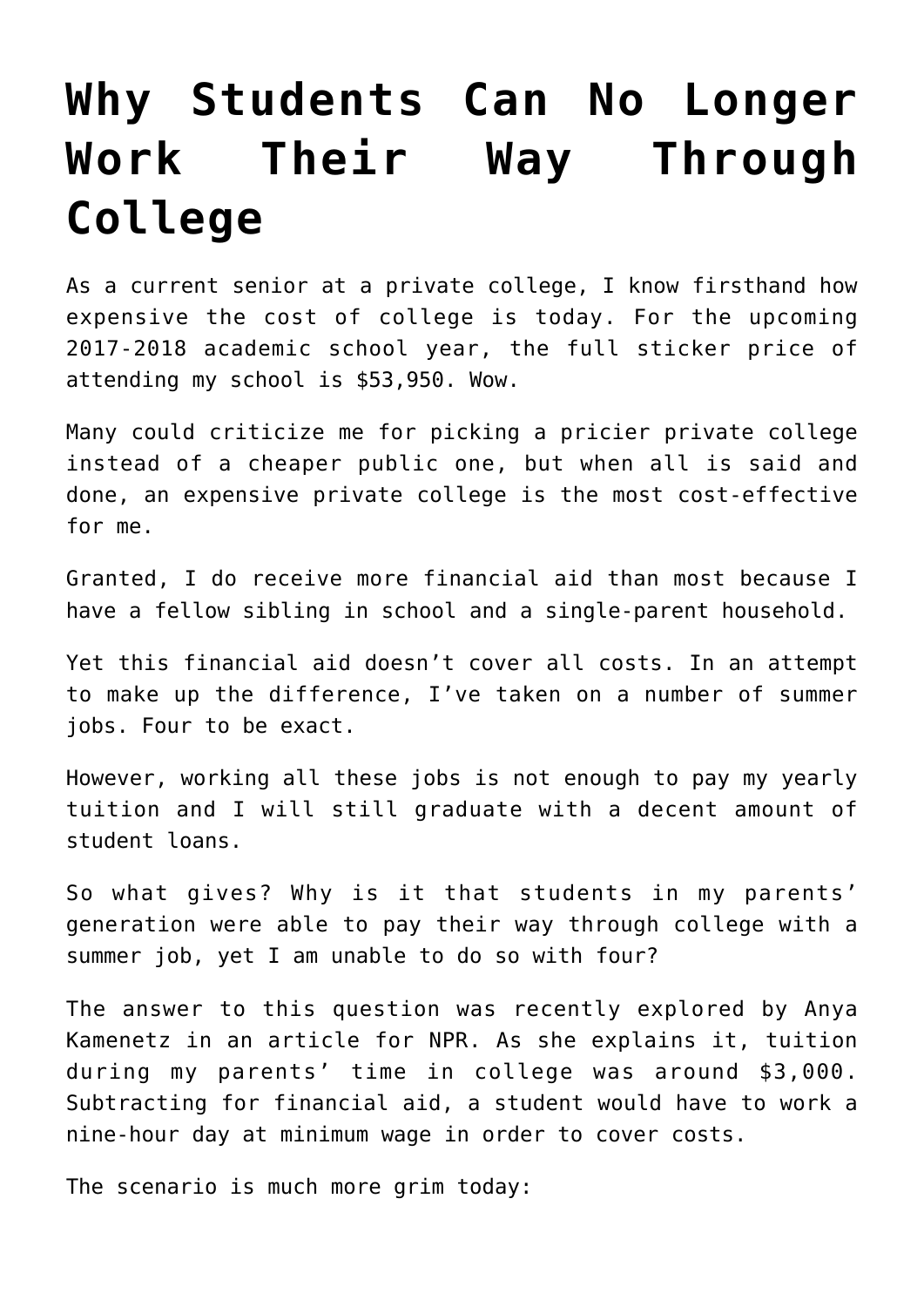# Why Students Can No Longer Work Their Way Through College

As a current senior at a private college, I know firsthand how expensive the cost of college is today. For the upcoming 2017-2018 academic school year, the full sticker price of attending my school is $53,950. Wow.

Many could criticize me for picking a pricier private college instead of a cheaper public one, but when all is said and done, an expensive private college is the most cost-effective for me.

Granted, I do receive more financial aid than most because I have a fellow sibling in school and a single-parent household.

Yet this financial aid doesn't cover all costs. In an attempt to make up the difference, I've taken on a number of summer jobs. Four to be exact.

However, working all these jobs is not enough to pay my yearly tuition and I will still graduate with a decent amount of student loans.

So what gives? Why is it that students in my parents' generation were able to pay their way through college with a summer job, yet I am unable to do so with four?

The answer to this question was recently explored by Anya Kamenetz in an article for NPR. As she explains it, tuition during my parents' time in college was around $3,000. Subtracting for financial aid, a student would have to work a nine-hour day at minimum wage in order to cover costs.

The scenario is much more grim today: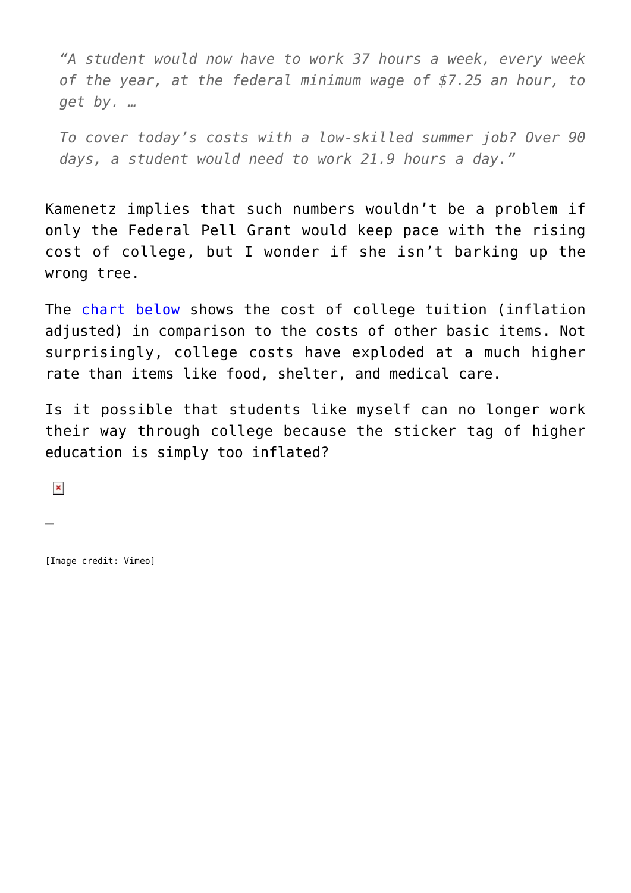> *"A student would now have to work 37 hours a week, every week of the year, at the federal minimum wage of $7.25 an hour, to get by. …*
>
> *To cover today's costs with a low-skilled summer job? Over 90 days, a student would need to work 21.9 hours a day."*

Kamenetz implies that such numbers wouldn't be a problem if only the Federal Pell Grant would keep pace with the rising cost of college, but I wonder if she isn't barking up the wrong tree.

The chart below shows the cost of college tuition (inflation adjusted) in comparison to the costs of other basic items. Not surprisingly, college costs have exploded at a much higher rate than items like food, shelter, and medical care.

Is it possible that students like myself can no longer work their way through college because the sticker tag of higher education is simply too inflated?

—

[Image credit: Vimeo]